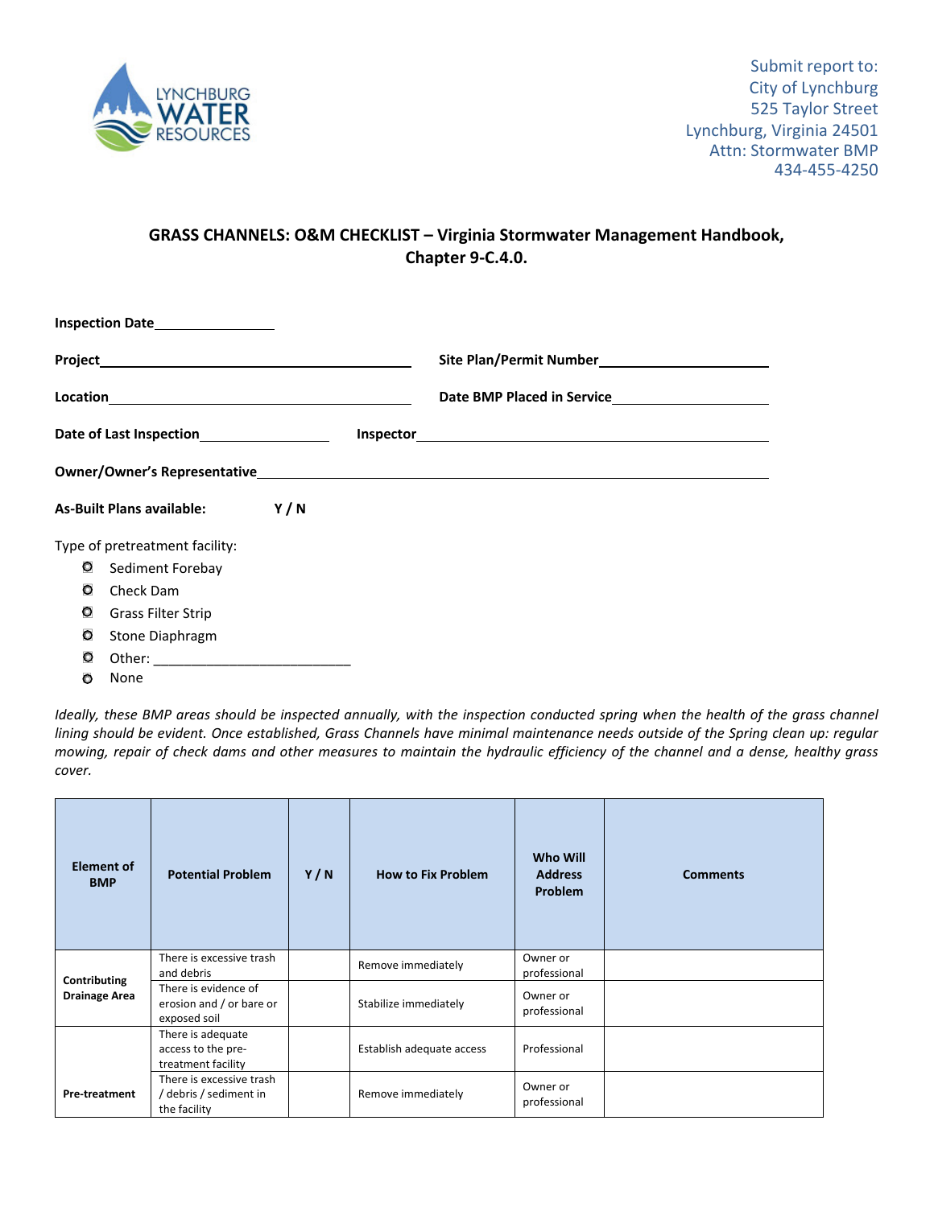Submit report to:
City of Lynchburg
525 Taylor Street
Lynchburg, Virginia 24501
Attn: Stormwater BMP
434-455-4250

## GRASS CHANNELS: O&M CHECKLIST – Virginia Stormwater Management Handbook, Chapter 9-C.4.0.

**Inspection Date**\_\_\_\_\_\_\_\_\_\_\_\_\_\_\_\_

**Project**\_\_\_\_\_\_\_\_\_\_\_\_\_\_\_\_\_\_\_\_\_\_\_\_\_\_\_\_\_\_\_\_\_\_\_\_\_\_\_\_ **Site Plan/Permit Number**\_\_\_\_\_\_\_\_\_\_\_\_\_\_\_\_\_\_\_\_

**Location**\_\_\_\_\_\_\_\_\_\_\_\_\_\_\_\_\_\_\_\_\_\_\_\_\_\_\_\_\_\_\_\_\_\_\_\_\_\_\_\_ **Date BMP Placed in Service**\_\_\_\_\_\_\_\_\_\_\_\_\_\_\_\_\_\_\_\_

**Date of Last Inspection**\_\_\_\_\_\_\_\_\_\_\_\_\_\_\_\_ **Inspector**\_\_\_\_\_\_\_\_\_\_\_\_\_\_\_\_\_\_\_\_\_\_\_\_\_\_\_\_\_\_\_\_\_\_\_\_\_\_\_\_\_\_\_\_

**Owner/Owner's Representative**\_\_\_\_\_\_\_\_\_\_\_\_\_\_\_\_\_\_\_\_\_\_\_\_\_\_\_\_\_\_\_\_\_\_\_\_\_\_\_\_\_\_\_\_\_\_\_\_\_\_\_\_\_\_\_\_\_\_\_\_

**As-Built Plans available: Y / N**

Type of pretreatment facility:

- ○ Sediment Forebay
- ○ Check Dam
- ○ Grass Filter Strip
- ○ Stone Diaphragm
- ○ Other: \_\_\_\_\_\_\_\_\_\_\_\_\_\_\_\_\_\_\_\_\_\_\_\_\_\_
- ○ None

*Ideally, these BMP areas should be inspected annually, with the inspection conducted spring when the health of the grass channel lining should be evident. Once established, Grass Channels have minimal maintenance needs outside of the Spring clean up: regular mowing, repair of check dams and other measures to maintain the hydraulic efficiency of the channel and a dense, healthy grass cover.*

| Element of BMP | Potential Problem | Y / N | How to Fix Problem | Who Will Address Problem | Comments |
|---|---|---|---|---|---|
| Contributing Drainage Area | There is excessive trash and debris | | Remove immediately | Owner or professional | |
| | There is evidence of erosion and / or bare or exposed soil | | Stabilize immediately | Owner or professional | |
| Pre-treatment | There is adequate access to the pre-treatment facility | | Establish adequate access | Professional | |
| | There is excessive trash / debris / sediment in the facility | | Remove immediately | Owner or professional | |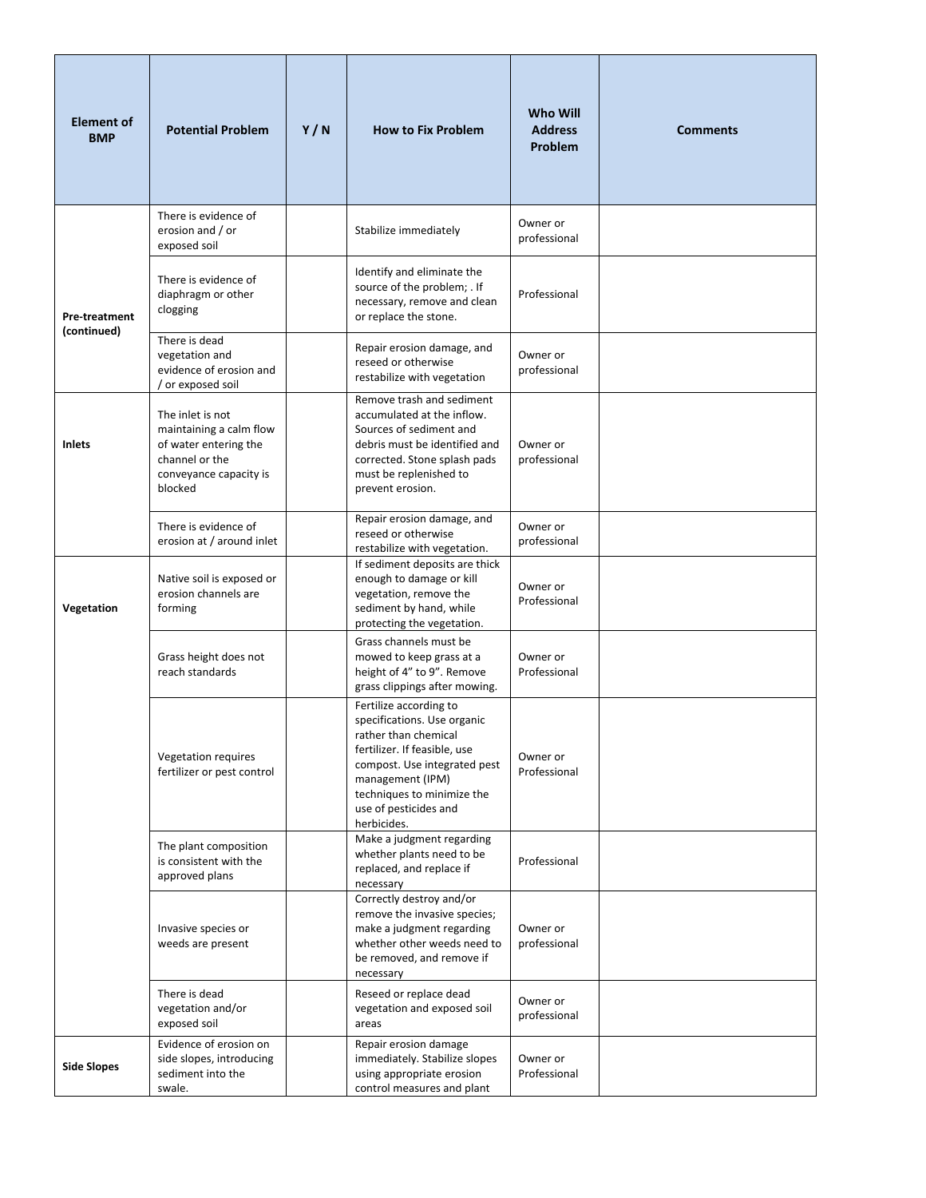| Element of BMP | Potential Problem | Y / N | How to Fix Problem | Who Will Address Problem | Comments |
|---|---|---|---|---|---|
| Pre-treatment (continued) | There is evidence of erosion and / or exposed soil | | Stabilize immediately | Owner or professional | |
| | There is evidence of diaphragm or other clogging | | Identify and eliminate the source of the problem; . If necessary, remove and clean or replace the stone. | Professional | |
| | There is dead vegetation and evidence of erosion and / or exposed soil | | Repair erosion damage, and reseed or otherwise restabilize with vegetation | Owner or professional | |
| Inlets | The inlet is not maintaining a calm flow of water entering the channel or the conveyance capacity is blocked | | Remove trash and sediment accumulated at the inflow. Sources of sediment and debris must be identified and corrected. Stone splash pads must be replenished to prevent erosion. | Owner or professional | |
| | There is evidence of erosion at / around inlet | | Repair erosion damage, and reseed or otherwise restabilize with vegetation. | Owner or professional | |
| Vegetation | Native soil is exposed or erosion channels are forming | | If sediment deposits are thick enough to damage or kill vegetation, remove the sediment by hand, while protecting the vegetation. | Owner or Professional | |
| | Grass height does not reach standards | | Grass channels must be mowed to keep grass at a height of 4" to 9". Remove grass clippings after mowing. | Owner or Professional | |
| | Vegetation requires fertilizer or pest control | | Fertilize according to specifications. Use organic rather than chemical fertilizer. If feasible, use compost. Use integrated pest management (IPM) techniques to minimize the use of pesticides and herbicides. | Owner or Professional | |
| | The plant composition is consistent with the approved plans | | Make a judgment regarding whether plants need to be replaced, and replace if necessary | Professional | |
| | Invasive species or weeds are present | | Correctly destroy and/or remove the invasive species; make a judgment regarding whether other weeds need to be removed, and remove if necessary | Owner or professional | |
| | There is dead vegetation and/or exposed soil | | Reseed or replace dead vegetation and exposed soil areas | Owner or professional | |
| Side Slopes | Evidence of erosion on side slopes, introducing sediment into the swale. | | Repair erosion damage immediately. Stabilize slopes using appropriate erosion control measures and plant | Owner or Professional | |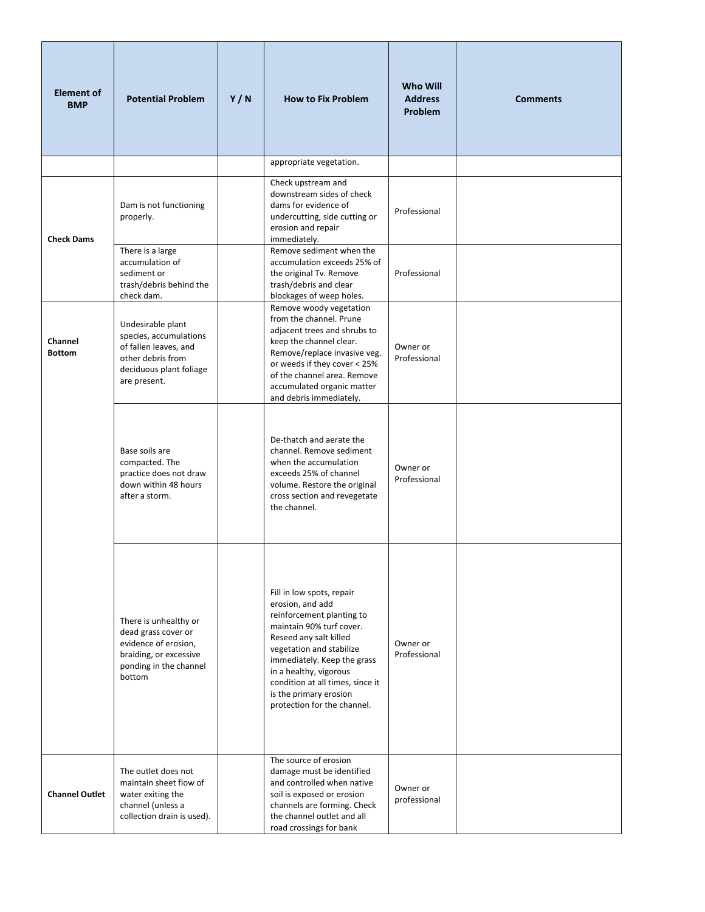| Element of BMP | Potential Problem | Y / N | How to Fix Problem | Who Will Address Problem | Comments |
| --- | --- | --- | --- | --- | --- |
| | | | appropriate vegetation. | | |
| Check Dams | Dam is not functioning properly. | | Check upstream and downstream sides of check dams for evidence of undercutting, side cutting or erosion and repair immediately. | Professional | |
| | There is a large accumulation of sediment or trash/debris behind the check dam. | | Remove sediment when the accumulation exceeds 25% of the original Tv. Remove trash/debris and clear blockages of weep holes. | Professional | |
| Channel Bottom | Undesirable plant species, accumulations of fallen leaves, and other debris from deciduous plant foliage are present. | | Remove woody vegetation from the channel. Prune adjacent trees and shrubs to keep the channel clear. Remove/replace invasive veg. or weeds if they cover < 25% of the channel area. Remove accumulated organic matter and debris immediately. | Owner or Professional | |
| | Base soils are compacted. The practice does not draw down within 48 hours after a storm. | | De-thatch and aerate the channel. Remove sediment when the accumulation exceeds 25% of channel volume. Restore the original cross section and revegetate the channel. | Owner or Professional | |
| | There is unhealthy or dead grass cover or evidence of erosion, braiding, or excessive ponding in the channel bottom | | Fill in low spots, repair erosion, and add reinforcement planting to maintain 90% turf cover. Reseed any salt killed vegetation and stabilize immediately. Keep the grass in a healthy, vigorous condition at all times, since it is the primary erosion protection for the channel. | Owner or Professional | |
| Channel Outlet | The outlet does not maintain sheet flow of water exiting the channel (unless a collection drain is used). | | The source of erosion damage must be identified and controlled when native soil is exposed or erosion channels are forming. Check the channel outlet and all road crossings for bank | Owner or professional | |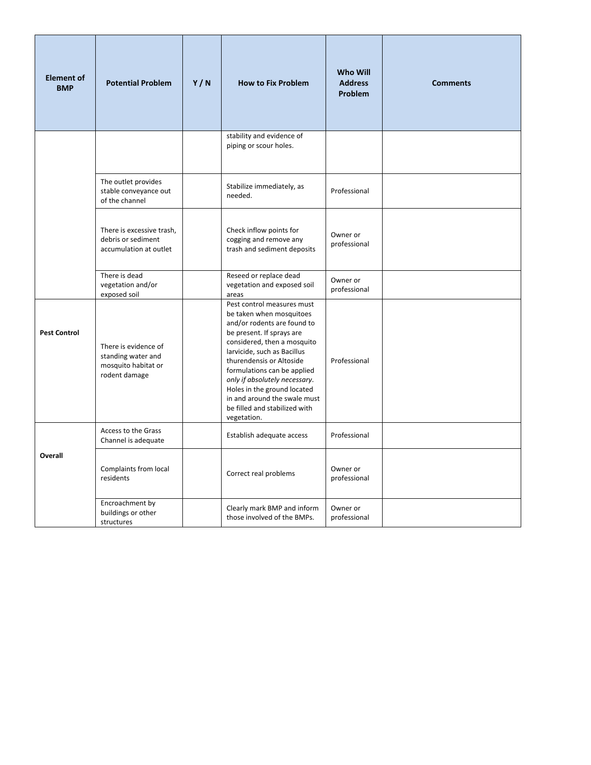| Element of BMP | Potential Problem | Y / N | How to Fix Problem | Who Will Address Problem | Comments |
|---|---|---|---|---|---|
| | | | stability and evidence of piping or scour holes. | | |
| | The outlet provides stable conveyance out of the channel | | Stabilize immediately, as needed. | Professional | |
| | There is excessive trash, debris or sediment accumulation at outlet | | Check inflow points for cogging and remove any trash and sediment deposits | Owner or professional | |
| | There is dead vegetation and/or exposed soil | | Reseed or replace dead vegetation and exposed soil areas | Owner or professional | |
| **Pest Control** | There is evidence of standing water and mosquito habitat or rodent damage | | Pest control measures must be taken when mosquitoes and/or rodents are found to be present. If sprays are considered, then a mosquito larvicide, such as Bacillus thurendensis or Altoside formulations can be applied *only if absolutely necessary*. Holes in the ground located in and around the swale must be filled and stabilized with vegetation. | Professional | |
| **Overall** | Access to the Grass Channel is adequate | | Establish adequate access | Professional | |
| | Complaints from local residents | | Correct real problems | Owner or professional | |
| | Encroachment by buildings or other structures | | Clearly mark BMP and inform those involved of the BMPs. | Owner or professional | |